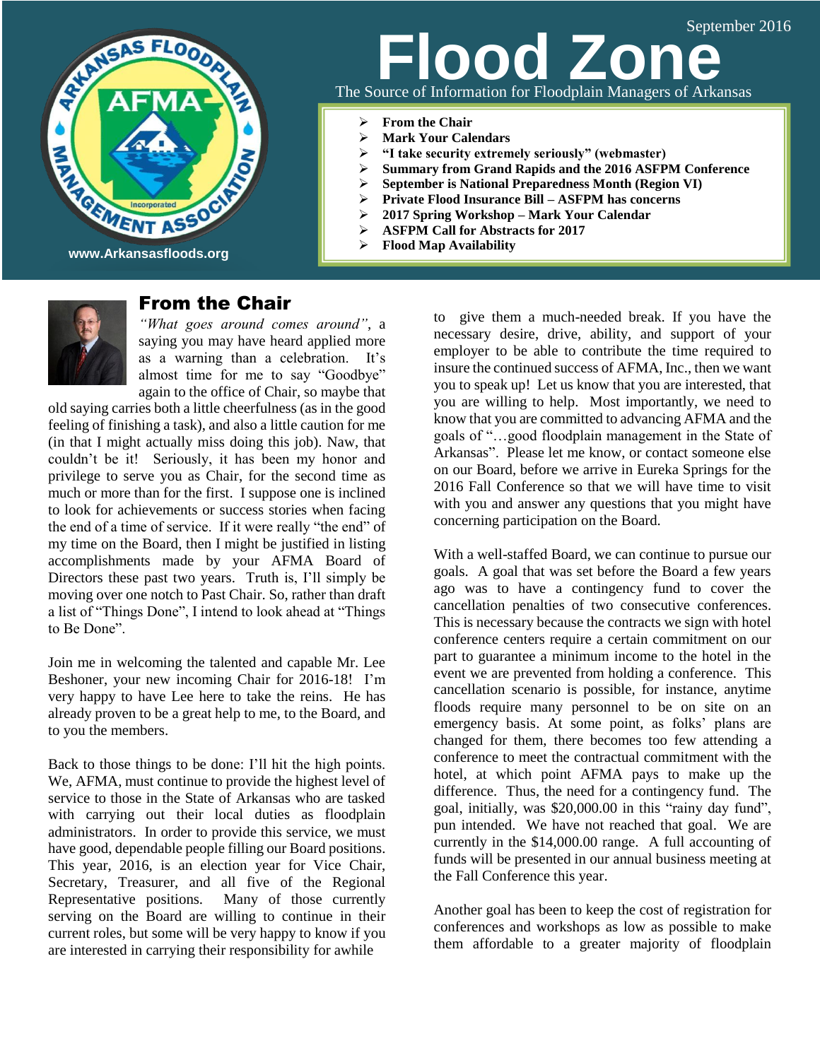September 2016

# Flood Zone

The Source of Information for Floodplain Managers of Arkansas

www.Arkansasfloods.org

- **From the Chair**
- **Mark Your Calendars**
- **"I take security extremely seriously" (webmaster)**
- **Summary from Grand Rapids and the 2016 ASFPM Conference**
- **September is National Preparedness Month (Region VI)**
- **Private Flood Insurance Bill – ASFPM has concerns**
- **2017 Spring Workshop – Mark Your Calendar**
- **ASFPM Call for Abstracts for 2017**
- **Flood Map Availability**

## From the Chair

*"What goes around comes around"*, a saying you may have heard applied more as a warning than a celebration. It's almost time for me to say "Goodbye" again to the office of Chair, so maybe that old saying carries both a little cheerfulness (as in the good feeling of finishing a task), and also a little caution for me (in that I might actually miss doing this job). Naw, that couldn't be it! Seriously, it has been my honor and privilege to serve you as Chair, for the second time as much or more than for the first. I suppose one is inclined to look for achievements or success stories when facing the end of a time of service. If it were really "the end" of my time on the Board, then I might be justified in listing accomplishments made by your AFMA Board of Directors these past two years. Truth is, I'll simply be moving over one notch to Past Chair. So, rather than draft a list of "Things Done", I intend to look ahead at "Things to Be Done".

Join me in welcoming the talented and capable Mr. Lee Beshoner, your new incoming Chair for 2016-18! I'm very happy to have Lee here to take the reins. He has already proven to be a great help to me, to the Board, and to you the members.

Back to those things to be done: I'll hit the high points. We, AFMA, must continue to provide the highest level of service to those in the State of Arkansas who are tasked with carrying out their local duties as floodplain administrators. In order to provide this service, we must have good, dependable people filling our Board positions. This year, 2016, is an election year for Vice Chair, Secretary, Treasurer, and all five of the Regional Representative positions. Many of those currently serving on the Board are willing to continue in their current roles, but some will be very happy to know if you are interested in carrying their responsibility for awhile to give them a much-needed break. If you have the necessary desire, drive, ability, and support of your employer to be able to contribute the time required to insure the continued success of AFMA, Inc., then we want you to speak up! Let us know that you are interested, that you are willing to help. Most importantly, we need to know that you are committed to advancing AFMA and the goals of "…good floodplain management in the State of Arkansas". Please let me know, or contact someone else on our Board, before we arrive in Eureka Springs for the 2016 Fall Conference so that we will have time to visit with you and answer any questions that you might have concerning participation on the Board.

With a well-staffed Board, we can continue to pursue our goals. A goal that was set before the Board a few years ago was to have a contingency fund to cover the cancellation penalties of two consecutive conferences. This is necessary because the contracts we sign with hotel conference centers require a certain commitment on our part to guarantee a minimum income to the hotel in the event we are prevented from holding a conference. This cancellation scenario is possible, for instance, anytime floods require many personnel to be on site on an emergency basis. At some point, as folks' plans are changed for them, there becomes too few attending a conference to meet the contractual commitment with the hotel, at which point AFMA pays to make up the difference. Thus, the need for a contingency fund. The goal, initially, was $20,000.00 in this "rainy day fund", pun intended. We have not reached that goal. We are currently in the $14,000.00 range. A full accounting of funds will be presented in our annual business meeting at the Fall Conference this year.

Another goal has been to keep the cost of registration for conferences and workshops as low as possible to make them affordable to a greater majority of floodplain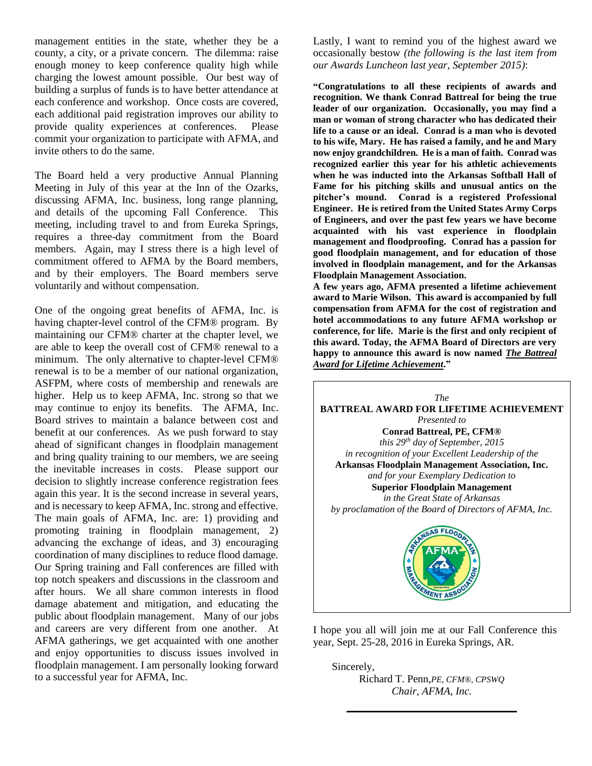management entities in the state, whether they be a county, a city, or a private concern. The dilemma: raise enough money to keep conference quality high while charging the lowest amount possible. Our best way of building a surplus of funds is to have better attendance at each conference and workshop. Once costs are covered, each additional paid registration improves our ability to provide quality experiences at conferences. Please commit your organization to participate with AFMA, and invite others to do the same.

The Board held a very productive Annual Planning Meeting in July of this year at the Inn of the Ozarks, discussing AFMA, Inc. business, long range planning, and details of the upcoming Fall Conference. This meeting, including travel to and from Eureka Springs, requires a three-day commitment from the Board members. Again, may I stress there is a high level of commitment offered to AFMA by the Board members, and by their employers. The Board members serve voluntarily and without compensation.

One of the ongoing great benefits of AFMA, Inc. is having chapter-level control of the CFM® program. By maintaining our CFM® charter at the chapter level, we are able to keep the overall cost of CFM® renewal to a minimum. The only alternative to chapter-level CFM® renewal is to be a member of our national organization, ASFPM, where costs of membership and renewals are higher. Help us to keep AFMA, Inc. strong so that we may continue to enjoy its benefits. The AFMA, Inc. Board strives to maintain a balance between cost and benefit at our conferences. As we push forward to stay ahead of significant changes in floodplain management and bring quality training to our members, we are seeing the inevitable increases in costs. Please support our decision to slightly increase conference registration fees again this year. It is the second increase in several years, and is necessary to keep AFMA, Inc. strong and effective. The main goals of AFMA, Inc. are: 1) providing and promoting training in floodplain management, 2) advancing the exchange of ideas, and 3) encouraging coordination of many disciplines to reduce flood damage. Our Spring training and Fall conferences are filled with top notch speakers and discussions in the classroom and after hours. We all share common interests in flood damage abatement and mitigation, and educating the public about floodplain management. Many of our jobs and careers are very different from one another. At AFMA gatherings, we get acquainted with one another and enjoy opportunities to discuss issues involved in floodplain management. I am personally looking forward to a successful year for AFMA, Inc.

Lastly, I want to remind you of the highest award we occasionally bestow *(the following is the last item from our Awards Luncheon last year, September 2015)*:

**"Congratulations to all these recipients of awards and recognition. We thank Conrad Battreal for being the true leader of our organization. Occasionally, you may find a man or woman of strong character who has dedicated their life to a cause or an ideal. Conrad is a man who is devoted to his wife, Mary. He has raised a family, and he and Mary now enjoy grandchildren. He is a man of faith. Conrad was recognized earlier this year for his athletic achievements when he was inducted into the Arkansas Softball Hall of Fame for his pitching skills and unusual antics on the pitcher's mound. Conrad is a registered Professional Engineer. He is retired from the United States Army Corps of Engineers, and over the past few years we have become acquainted with his vast experience in floodplain management and floodproofing. Conrad has a passion for good floodplain management, and for education of those involved in floodplain management, and for the Arkansas Floodplain Management Association.**

**A few years ago, AFMA presented a lifetime achievement award to Marie Wilson. This award is accompanied by full compensation from AFMA for the cost of registration and hotel accommodations to any future AFMA workshop or conference, for life. Marie is the first and only recipient of this award. Today, the AFMA Board of Directors are very happy to announce this award is now named *<u>The Battreal Award for Lifetime Achievement</u>*."**

*The*
**BATTREAL AWARD FOR LIFETIME ACHIEVEMENT**
*Presented to*
**Conrad Battreal, PE, CFM®**
*this 29th day of September, 2015*
*in recognition of your Excellent Leadership of the*
**Arkansas Floodplain Management Association, Inc.**
*and for your Exemplary Dedication to*
**Superior Floodplain Management**
*in the Great State of Arkansas*
*by proclamation of the Board of Directors of AFMA, Inc.*

I hope you all will join me at our Fall Conference this year, Sept. 25-28, 2016 in Eureka Springs, AR.

Sincerely,
Richard T. Penn,*PE, CFM®, CPSWQ*
*Chair, AFMA, Inc.*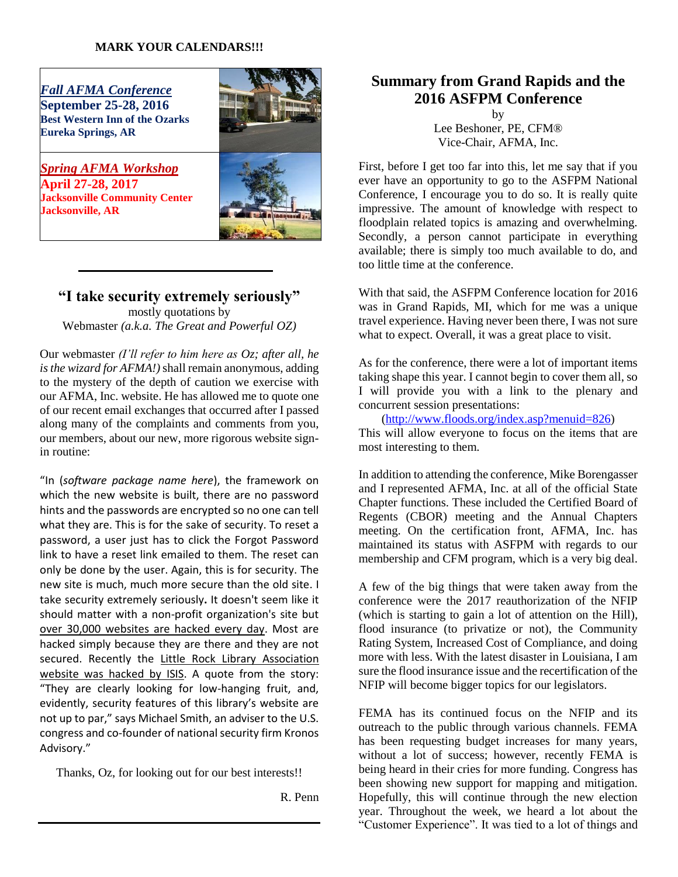**MARK YOUR CALENDARS!!!**

***Fall AFMA Conference***
**September 25-28, 2016**
**Best Western Inn of the Ozarks**
**Eureka Springs, AR**

***Spring AFMA Workshop***
**April 27-28, 2017**
**Jacksonville Community Center**
**Jacksonville, AR**

## "I take security extremely seriously"

mostly quotations by
Webmaster *(a.k.a. The Great and Powerful OZ)*

Our webmaster *(I'll refer to him here as Oz; after all, he is the wizard for AFMA!)* shall remain anonymous, adding to the mystery of the depth of caution we exercise with our AFMA, Inc. website. He has allowed me to quote one of our recent email exchanges that occurred after I passed along many of the complaints and comments from you, our members, about our new, more rigorous website sign-in routine:

"In (*software package name here*), the framework on which the new website is built, there are no password hints and the passwords are encrypted so no one can tell what they are. This is for the sake of security. To reset a password, a user just has to click the Forgot Password link to have a reset link emailed to them. The reset can only be done by the user. Again, this is for security. The new site is much, much more secure than the old site. I take security extremely seriously. It doesn't seem like it should matter with a non-profit organization's site but over 30,000 websites are hacked every day. Most are hacked simply because they are there and they are not secured. Recently the Little Rock Library Association website was hacked by ISIS. A quote from the story: "They are clearly looking for low-hanging fruit, and, evidently, security features of this library's website are not up to par," says Michael Smith, an adviser to the U.S. congress and co-founder of national security firm Kronos Advisory."

Thanks, Oz, for looking out for our best interests!!

R. Penn

## Summary from Grand Rapids and the 2016 ASFPM Conference

by
Lee Beshoner, PE, CFM®
Vice-Chair, AFMA, Inc.

First, before I get too far into this, let me say that if you ever have an opportunity to go to the ASFPM National Conference, I encourage you to do so. It is really quite impressive. The amount of knowledge with respect to floodplain related topics is amazing and overwhelming. Secondly, a person cannot participate in everything available; there is simply too much available to do, and too little time at the conference.

With that said, the ASFPM Conference location for 2016 was in Grand Rapids, MI, which for me was a unique travel experience. Having never been there, I was not sure what to expect. Overall, it was a great place to visit.

As for the conference, there were a lot of important items taking shape this year. I cannot begin to cover them all, so I will provide you with a link to the plenary and concurrent session presentations:

(http://www.floods.org/index.asp?menuid=826)
This will allow everyone to focus on the items that are most interesting to them.

In addition to attending the conference, Mike Borengasser and I represented AFMA, Inc. at all of the official State Chapter functions. These included the Certified Board of Regents (CBOR) meeting and the Annual Chapters meeting. On the certification front, AFMA, Inc. has maintained its status with ASFPM with regards to our membership and CFM program, which is a very big deal.

A few of the big things that were taken away from the conference were the 2017 reauthorization of the NFIP (which is starting to gain a lot of attention on the Hill), flood insurance (to privatize or not), the Community Rating System, Increased Cost of Compliance, and doing more with less. With the latest disaster in Louisiana, I am sure the flood insurance issue and the recertification of the NFIP will become bigger topics for our legislators.

FEMA has its continued focus on the NFIP and its outreach to the public through various channels. FEMA has been requesting budget increases for many years, without a lot of success; however, recently FEMA is being heard in their cries for more funding. Congress has been showing new support for mapping and mitigation. Hopefully, this will continue through the new election year. Throughout the week, we heard a lot about the "Customer Experience". It was tied to a lot of things and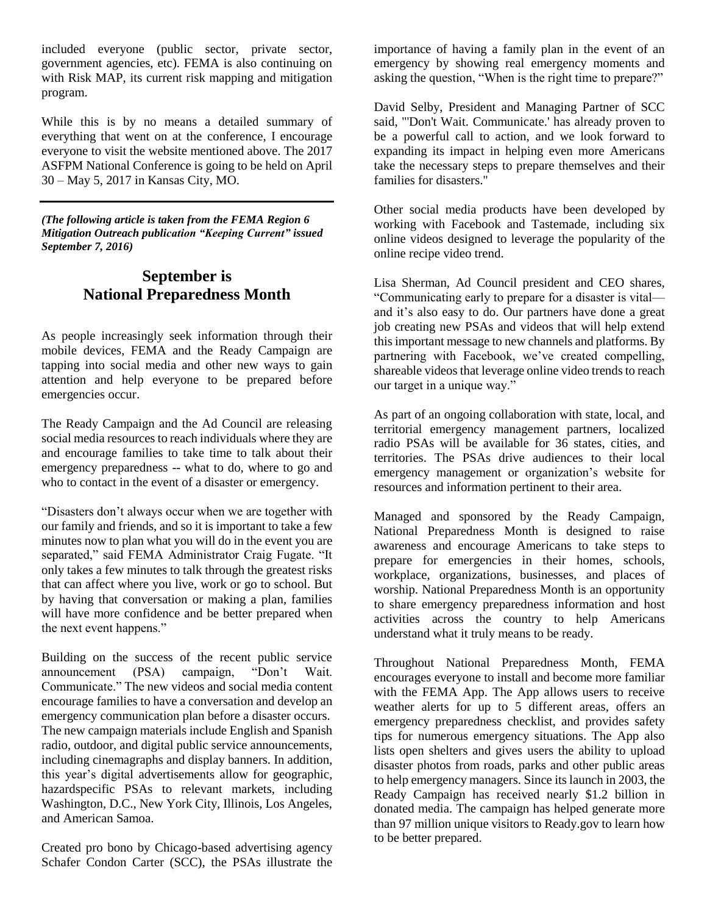included everyone (public sector, private sector, government agencies, etc). FEMA is also continuing on with Risk MAP, its current risk mapping and mitigation program.

While this is by no means a detailed summary of everything that went on at the conference, I encourage everyone to visit the website mentioned above. The 2017 ASFPM National Conference is going to be held on April 30 – May 5, 2017 in Kansas City, MO.

---

***(The following article is taken from the FEMA Region 6 Mitigation Outreach publication "Keeping Current" issued September 7, 2016)***

## September is National Preparedness Month

As people increasingly seek information through their mobile devices, FEMA and the Ready Campaign are tapping into social media and other new ways to gain attention and help everyone to be prepared before emergencies occur.

The Ready Campaign and the Ad Council are releasing social media resources to reach individuals where they are and encourage families to take time to talk about their emergency preparedness -- what to do, where to go and who to contact in the event of a disaster or emergency.

"Disasters don't always occur when we are together with our family and friends, and so it is important to take a few minutes now to plan what you will do in the event you are separated," said FEMA Administrator Craig Fugate. "It only takes a few minutes to talk through the greatest risks that can affect where you live, work or go to school. But by having that conversation or making a plan, families will have more confidence and be better prepared when the next event happens."

Building on the success of the recent public service announcement (PSA) campaign, "Don't Wait. Communicate." The new videos and social media content encourage families to have a conversation and develop an emergency communication plan before a disaster occurs. The new campaign materials include English and Spanish radio, outdoor, and digital public service announcements, including cinemagraphs and display banners. In addition, this year's digital advertisements allow for geographic, hazardspecific PSAs to relevant markets, including Washington, D.C., New York City, Illinois, Los Angeles, and American Samoa.

Created pro bono by Chicago-based advertising agency Schafer Condon Carter (SCC), the PSAs illustrate the importance of having a family plan in the event of an emergency by showing real emergency moments and asking the question, "When is the right time to prepare?"

David Selby, President and Managing Partner of SCC said, "'Don't Wait. Communicate.' has already proven to be a powerful call to action, and we look forward to expanding its impact in helping even more Americans take the necessary steps to prepare themselves and their families for disasters."

Other social media products have been developed by working with Facebook and Tastemade, including six online videos designed to leverage the popularity of the online recipe video trend.

Lisa Sherman, Ad Council president and CEO shares, "Communicating early to prepare for a disaster is vital—and it's also easy to do. Our partners have done a great job creating new PSAs and videos that will help extend this important message to new channels and platforms. By partnering with Facebook, we've created compelling, shareable videos that leverage online video trends to reach our target in a unique way."

As part of an ongoing collaboration with state, local, and territorial emergency management partners, localized radio PSAs will be available for 36 states, cities, and territories. The PSAs drive audiences to their local emergency management or organization's website for resources and information pertinent to their area.

Managed and sponsored by the Ready Campaign, National Preparedness Month is designed to raise awareness and encourage Americans to take steps to prepare for emergencies in their homes, schools, workplace, organizations, businesses, and places of worship. National Preparedness Month is an opportunity to share emergency preparedness information and host activities across the country to help Americans understand what it truly means to be ready.

Throughout National Preparedness Month, FEMA encourages everyone to install and become more familiar with the FEMA App. The App allows users to receive weather alerts for up to 5 different areas, offers an emergency preparedness checklist, and provides safety tips for numerous emergency situations. The App also lists open shelters and gives users the ability to upload disaster photos from roads, parks and other public areas to help emergency managers. Since its launch in 2003, the Ready Campaign has received nearly $1.2 billion in donated media. The campaign has helped generate more than 97 million unique visitors to Ready.gov to learn how to be better prepared.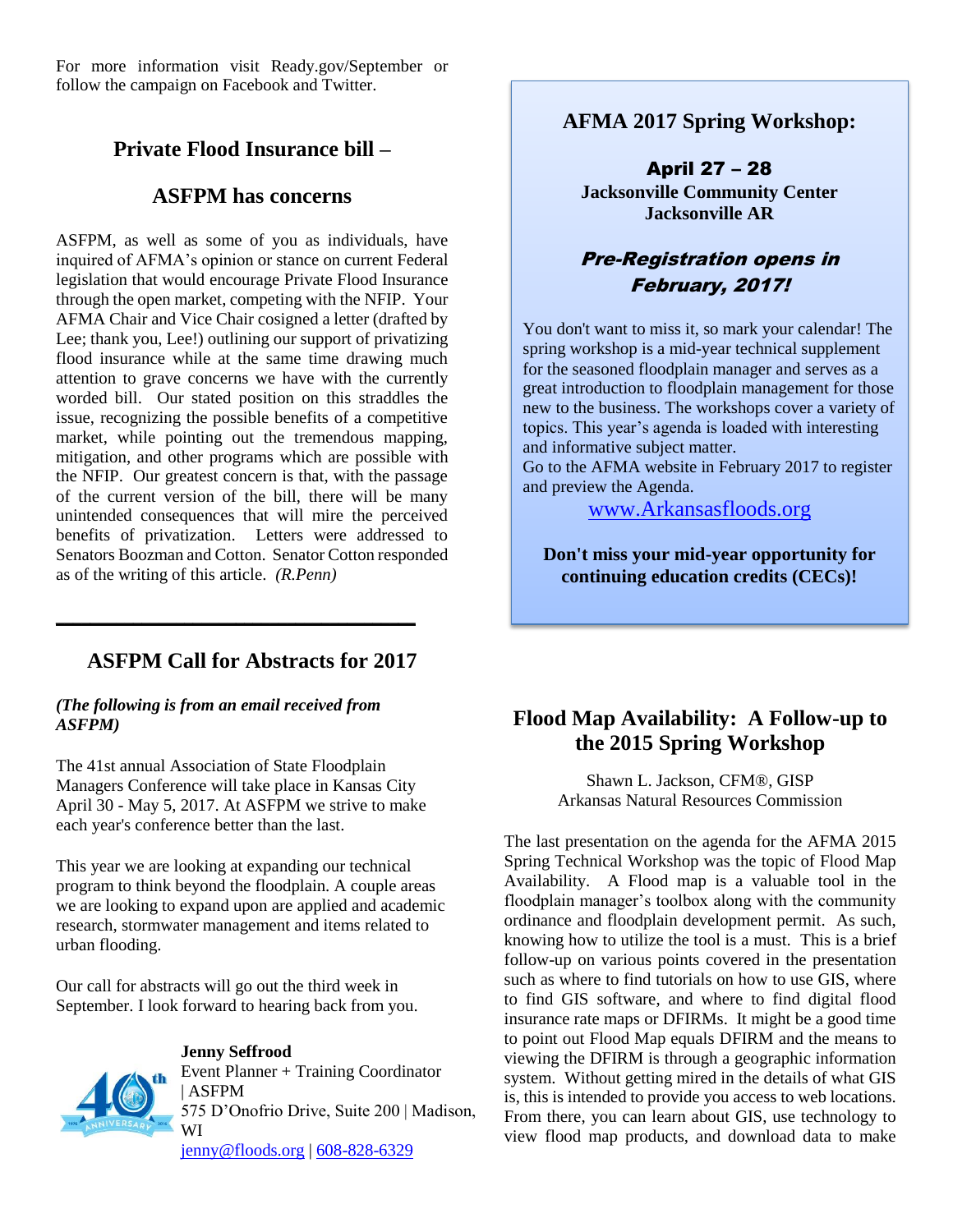For more information visit Ready.gov/September or follow the campaign on Facebook and Twitter.

## Private Flood Insurance bill –

## ASFPM has concerns

ASFPM, as well as some of you as individuals, have inquired of AFMA's opinion or stance on current Federal legislation that would encourage Private Flood Insurance through the open market, competing with the NFIP. Your AFMA Chair and Vice Chair cosigned a letter (drafted by Lee; thank you, Lee!) outlining our support of privatizing flood insurance while at the same time drawing much attention to grave concerns we have with the currently worded bill. Our stated position on this straddles the issue, recognizing the possible benefits of a competitive market, while pointing out the tremendous mapping, mitigation, and other programs which are possible with the NFIP. Our greatest concern is that, with the passage of the current version of the bill, there will be many unintended consequences that will mire the perceived benefits of privatization. Letters were addressed to Senators Boozman and Cotton. Senator Cotton responded as of the writing of this article. *(R.Penn)*

---

## ASFPM Call for Abstracts for 2017

***(The following is from an email received from ASFPM)***

The 41st annual Association of State Floodplain Managers Conference will take place in Kansas City April 30 - May 5, 2017. At ASFPM we strive to make each year's conference better than the last.

This year we are looking at expanding our technical program to think beyond the floodplain. A couple areas we are looking to expand upon are applied and academic research, stormwater management and items related to urban flooding.

Our call for abstracts will go out the third week in September. I look forward to hearing back from you.

**Jenny Seffrood**
Event Planner + Training Coordinator | ASFPM
575 D'Onofrio Drive, Suite 200 | Madison, WI
jenny@floods.org | 608-828-6329

## AFMA 2017 Spring Workshop:

**April 27 – 28**
**Jacksonville Community Center**
**Jacksonville AR**

***Pre-Registration opens in February, 2017!***

You don't want to miss it, so mark your calendar! The spring workshop is a mid-year technical supplement for the seasoned floodplain manager and serves as a great introduction to floodplain management for those new to the business. The workshops cover a variety of topics. This year's agenda is loaded with interesting and informative subject matter.
Go to the AFMA website in February 2017 to register and preview the Agenda.

www.Arkansasfloods.org

**Don't miss your mid-year opportunity for continuing education credits (CECs)!**

## Flood Map Availability: A Follow-up to the 2015 Spring Workshop

Shawn L. Jackson, CFM®, GISP
Arkansas Natural Resources Commission

The last presentation on the agenda for the AFMA 2015 Spring Technical Workshop was the topic of Flood Map Availability. A Flood map is a valuable tool in the floodplain manager's toolbox along with the community ordinance and floodplain development permit. As such, knowing how to utilize the tool is a must. This is a brief follow-up on various points covered in the presentation such as where to find tutorials on how to use GIS, where to find GIS software, and where to find digital flood insurance rate maps or DFIRMs. It might be a good time to point out Flood Map equals DFIRM and the means to viewing the DFIRM is through a geographic information system. Without getting mired in the details of what GIS is, this is intended to provide you access to web locations. From there, you can learn about GIS, use technology to view flood map products, and download data to make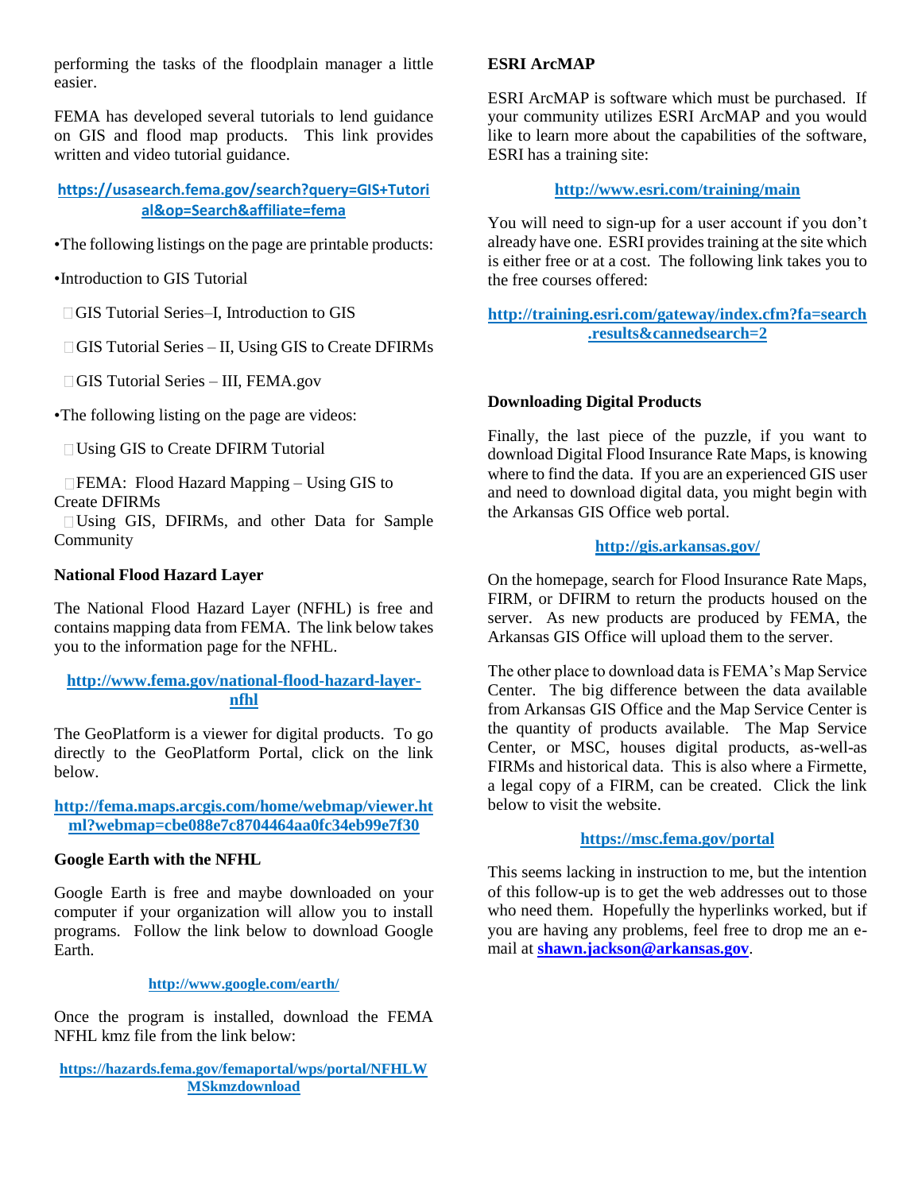performing the tasks of the floodplain manager a little easier.

FEMA has developed several tutorials to lend guidance on GIS and flood map products. This link provides written and video tutorial guidance.

**https://usasearch.fema.gov/search?query=GIS+Tutorial&op=Search&affiliate=fema**

•The following listings on the page are printable products:

•Introduction to GIS Tutorial

- GIS Tutorial Series–I, Introduction to GIS
- GIS Tutorial Series – II, Using GIS to Create DFIRMs
- GIS Tutorial Series – III, FEMA.gov

•The following listing on the page are videos:

- Using GIS to Create DFIRM Tutorial
- FEMA: Flood Hazard Mapping – Using GIS to Create DFIRMs
- Using GIS, DFIRMs, and other Data for Sample Community

**National Flood Hazard Layer**

The National Flood Hazard Layer (NFHL) is free and contains mapping data from FEMA. The link below takes you to the information page for the NFHL.

**http://www.fema.gov/national-flood-hazard-layer-nfhl**

The GeoPlatform is a viewer for digital products. To go directly to the GeoPlatform Portal, click on the link below.

**http://fema.maps.arcgis.com/home/webmap/viewer.html?webmap=cbe088e7c8704464aa0fc34eb99e7f30**

**Google Earth with the NFHL**

Google Earth is free and maybe downloaded on your computer if your organization will allow you to install programs. Follow the link below to download Google Earth.

**http://www.google.com/earth/**

Once the program is installed, download the FEMA NFHL kmz file from the link below:

**https://hazards.fema.gov/femaportal/wps/portal/NFHLWMSkmzdownload**

**ESRI ArcMAP**

ESRI ArcMAP is software which must be purchased. If your community utilizes ESRI ArcMAP and you would like to learn more about the capabilities of the software, ESRI has a training site:

**http://www.esri.com/training/main**

You will need to sign-up for a user account if you don't already have one. ESRI provides training at the site which is either free or at a cost. The following link takes you to the free courses offered:

**http://training.esri.com/gateway/index.cfm?fa=search.results&cannedsearch=2**

**Downloading Digital Products**

Finally, the last piece of the puzzle, if you want to download Digital Flood Insurance Rate Maps, is knowing where to find the data. If you are an experienced GIS user and need to download digital data, you might begin with the Arkansas GIS Office web portal.

**http://gis.arkansas.gov/**

On the homepage, search for Flood Insurance Rate Maps, FIRM, or DFIRM to return the products housed on the server. As new products are produced by FEMA, the Arkansas GIS Office will upload them to the server.

The other place to download data is FEMA's Map Service Center. The big difference between the data available from Arkansas GIS Office and the Map Service Center is the quantity of products available. The Map Service Center, or MSC, houses digital products, as-well-as FIRMs and historical data. This is also where a Firmette, a legal copy of a FIRM, can be created. Click the link below to visit the website.

**https://msc.fema.gov/portal**

This seems lacking in instruction to me, but the intention of this follow-up is to get the web addresses out to those who need them. Hopefully the hyperlinks worked, but if you are having any problems, feel free to drop me an e-mail at **shawn.jackson@arkansas.gov**.